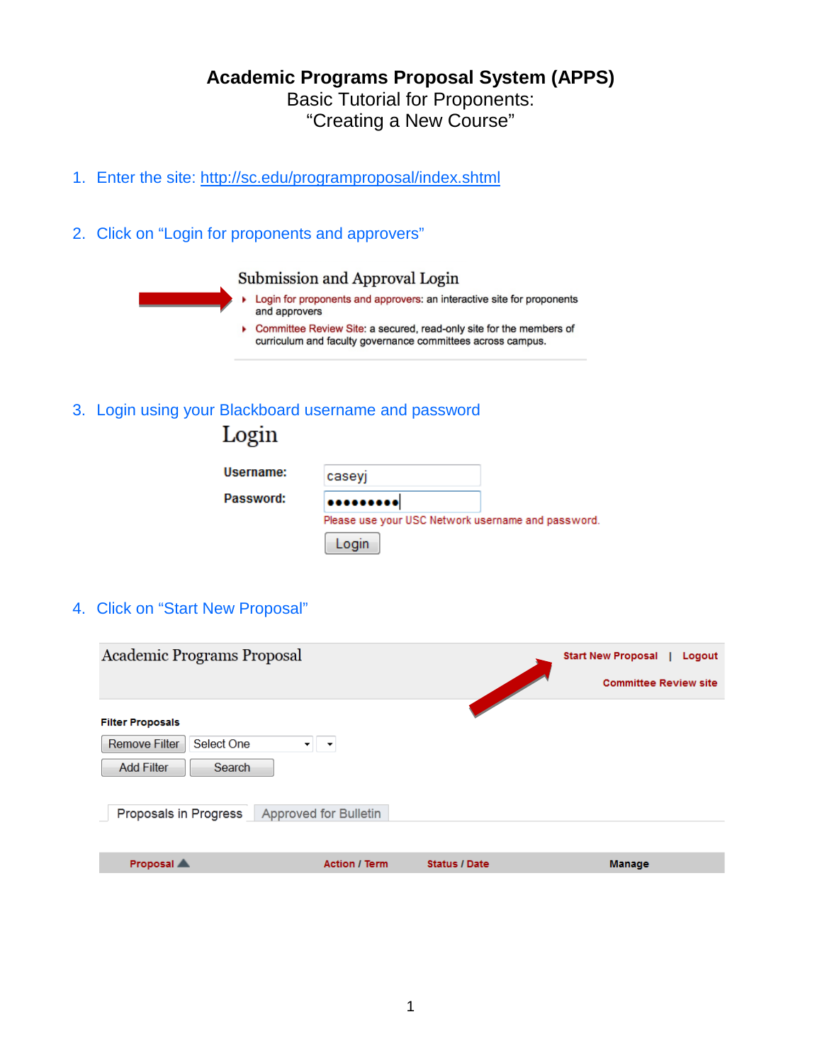# Academic Programs Proposal System (APPS)

Basic Tutorial for Proponents:
"Creating a New Course"

1. Enter the site: http://sc.edu/programproposal/index.shtml

2. Click on "Login for proponents and approvers"

   **Submission and Approval Login**

   - Login for proponents and approvers: an interactive site for proponents and approvers
   - Committee Review Site: a secured, read-only site for the members of curriculum and faculty governance committees across campus.

3. Login using your Blackboard username and password

   **Login**

   Username: caseyj

   Password: ●●●●●●●●●

   Please use your USC Network username and password.

   Login

4. Click on "Start New Proposal"

   Academic Programs Proposal — Start New Proposal | Logout — Committee Review site

   **Filter Proposals**

   Remove Filter | Select One | Add Filter | Search

   Proposals in Progress | Approved for Bulletin

   | Proposal | Action / Term | Status / Date | Manage |
   | --- | --- | --- | --- |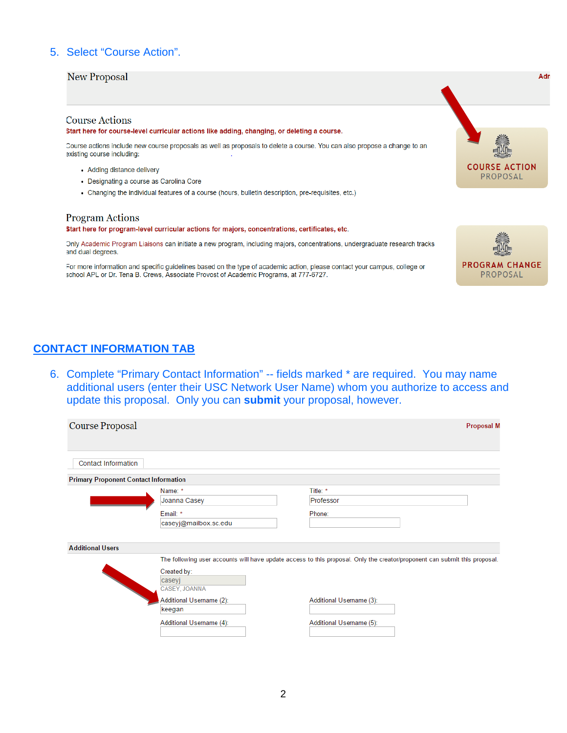5. Select “Course Action”.

New Proposal

Course Actions

Start here for course-level curricular actions like adding, changing, or deleting a course.

Course actions include new course proposals as well as proposals to delete a course. You can also propose a change to an existing course including:

- Adding distance delivery
- Designating a course as Carolina Core
- Changing the individual features of a course (hours, bulletin description, pre-requisites, etc.)

COURSE ACTION PROPOSAL

Program Actions

Start here for program-level curricular actions for majors, concentrations, certificates, etc.

Only Academic Program Liaisons can initiate a new program, including majors, concentrations, undergraduate research tracks and dual degrees.

For more information and specific guidelines based on the type of academic action, please contact your campus, college or school APL or Dr. Tena B. Crews, Associate Provost of Academic Programs, at 777-6727.

PROGRAM CHANGE PROPOSAL

## CONTACT INFORMATION TAB

6. Complete “Primary Contact Information” -- fields marked * are required. You may name additional users (enter their USC Network User Name) whom you authorize to access and update this proposal. Only you can **submit** your proposal, however.

Course Proposal

Contact Information

**Primary Proponent Contact Information**

Name: * Joanna Casey

Title: * Professor

Email: * caseyj@mailbox.sc.edu

Phone:

**Additional Users**

The following user accounts will have update access to this proposal. Only the creator/proponent can submit this proposal.

Created by: caseyj

CASEY, JOANNA

Additional Username (2): keegan

Additional Username (3):

Additional Username (4):

Additional Username (5):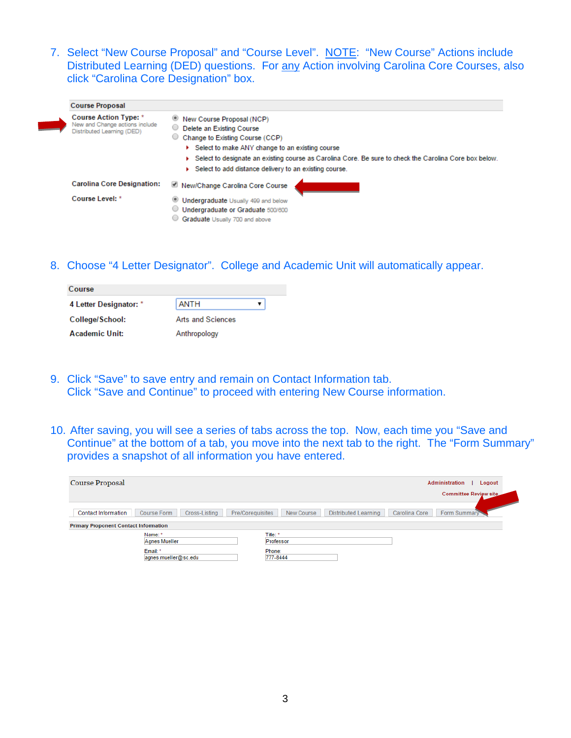7. Select "New Course Proposal" and "Course Level". NOTE: "New Course" Actions include Distributed Learning (DED) questions. For any Action involving Carolina Core Courses, also click "Carolina Core Designation" box.

**Course Proposal**

**Course Action Type:** *
New and Change actions include Distributed Learning (DED)

- (•) New Course Proposal (NCP)
- ( ) Delete an Existing Course
- ( ) Change to Existing Course (CCP)
  - Select to make ANY change to an existing course
  - Select to designate an existing course as Carolina Core. Be sure to check the Carolina Core box below.
  - Select to add distance delivery to an existing course.

**Carolina Core Designation:** [x] New/Change Carolina Core Course

**Course Level:** *

- (•) Undergraduate Usually 499 and below
- ( ) Undergraduate or Graduate 500/600
- ( ) Graduate Usually 700 and above

8. Choose "4 Letter Designator". College and Academic Unit will automatically appear.

| Course | |
|---|---|
| **4 Letter Designator:** * | ANTH |
| **College/School:** | Arts and Sciences |
| **Academic Unit:** | Anthropology |

9. Click "Save" to save entry and remain on Contact Information tab.
   Click "Save and Continue" to proceed with entering New Course information.

10. After saving, you will see a series of tabs across the top. Now, each time you "Save and Continue" at the bottom of a tab, you move into the next tab to the right. The "Form Summary" provides a snapshot of all information you have entered.

Course Proposal — Administration | Logout — Committee Review site

Contact Information | Course Form | Cross-Listing | Pre/Corequisites | New Course | Distributed Learning | Carolina Core | Form Summary

**Primary Proponent Contact Information**

| | |
|---|---|
| Name: * Agnes Mueller | Title: * Professor |
| Email: * agnes.mueller@sc.edu | Phone: 777-8444 |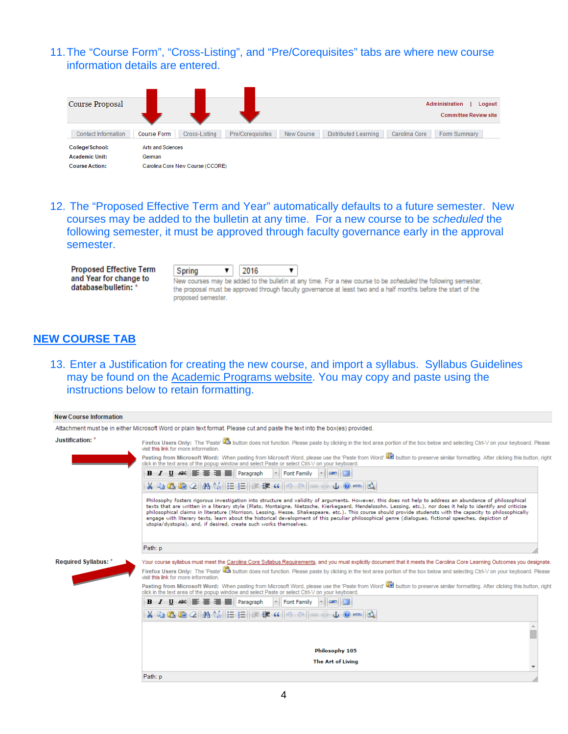11. The "Course Form", "Cross-Listing", and "Pre/Corequisites" tabs are where new course information details are entered.

Course Proposal

Administration | Logout

Committee Review site

Contact Information | Course Form | Cross-Listing | Pre/Corequisites | New Course | Distributed Learning | Carolina Core | Form Summary

| | |
|---|---|
| College/School: | Arts and Sciences |
| Academic Unit: | German |
| Course Action: | Carolina Core New Course (CCORE) |

12. The "Proposed Effective Term and Year" automatically defaults to a future semester. New courses may be added to the bulletin at any time. For a new course to be *scheduled* the following semester, it must be approved through faculty governance early in the approval semester.

Proposed Effective Term and Year for change to database/bulletin: * Spring 2016

New courses may be added to the bulletin at any time. For a new course to be *scheduled* the following semester, the proposal must be approved through faculty governance at least two and a half months before the start of the proposed semester.

## NEW COURSE TAB

13. Enter a Justification for creating the new course, and import a syllabus. Syllabus Guidelines may be found on the Academic Programs website. You may copy and paste using the instructions below to retain formatting.

**New Course Information**

Attachment must be in either Microsoft Word or plain text format. Please cut and paste the text into the box(es) provided.

**Justification:** *

**Firefox Users Only:** The 'Paste' button does not function. Please paste by clicking in the text area portion of the box below and selecting Ctrl-V on your keyboard. Please visit this link for more information.

**Pasting from Microsoft Word:** When pasting from Microsoft Word, please use the 'Paste from Word' button to preserve similar formatting. After clicking this button, right click in the text area of the popup window and select Paste or select Ctrl-V on your keyboard.

Philosophy fosters rigorous investigation into structure and validity of arguments. However, this does not help to address an abundance of philosophical texts that are written in a literary style (Plato, Montaigne, Nietzsche, Kierkegaard, Mendelssohn, Lessing, etc.), nor does it help to identify and criticize philosophical claims in literature (Morrison, Lessing, Hesse, Shakespeare, etc.). This course should provide students with the capacity to philosophically engage with literary texts, learn about the historical development of this peculiar philosophical genre (dialogues, fictional speeches, depiction of utopia/dystopia), and, if desired, create such works themselves.

Path: p

**Required Syllabus:** *

Your course syllabus must meet the Carolina Core Syllabus Requirements, and you must explicitly document that it meets the Carolina Core Learning Outcomes you designate.

**Firefox Users Only:** The 'Paste' button does not function. Please paste by clicking in the text area portion of the box below and selecting Ctrl-V on your keyboard. Please visit this link for more information.

**Pasting from Microsoft Word:** When pasting from Microsoft Word, please use the 'Paste from Word' button to preserve similar formatting. After clicking this button, right click in the text area of the popup window and select Paste or select Ctrl-V on your keyboard.

**Philosophy 105**

**The Art of Living**

Path: p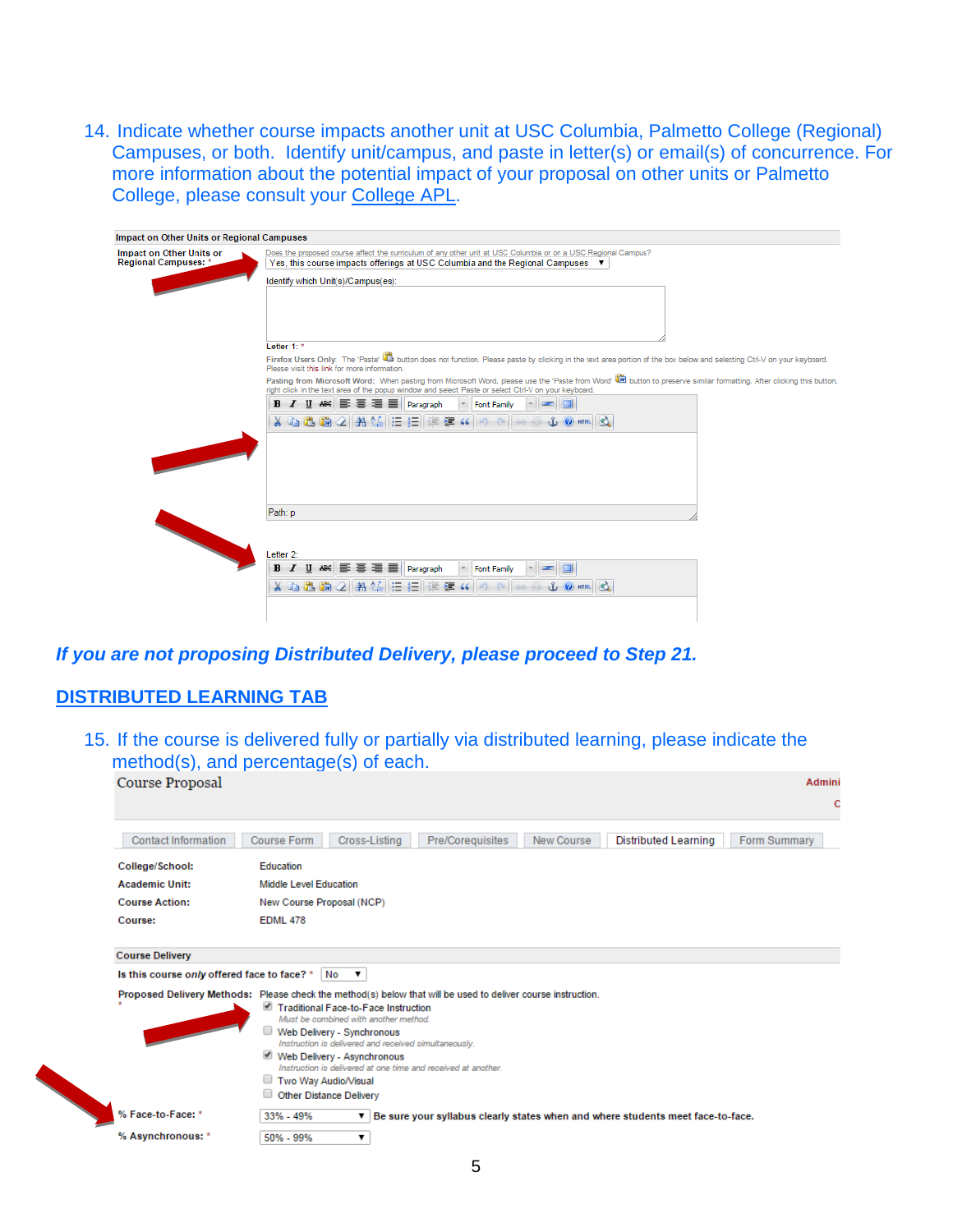14. Indicate whether course impacts another unit at USC Columbia, Palmetto College (Regional) Campuses, or both. Identify unit/campus, and paste in letter(s) or email(s) of concurrence. For more information about the potential impact of your proposal on other units or Palmetto College, please consult your College APL.

**Impact on Other Units or Regional Campuses**

**Impact on Other Units or Regional Campuses:** *

Does the proposed course affect the curriculum of any other unit at USC Columbia or on a USC Regional Campus?

Yes, this course impacts offerings at USC Columbia and the Regional Campuses ▼

Identify which Unit(s)/Campus(es):

**Letter 1:** *

**Firefox Users Only:** The 'Paste' button does not function. Please paste by clicking in the text area portion of the box below and selecting Ctrl-V on your keyboard. Please visit this link for more information.

**Pasting from Microsoft Word:** When pasting from Microsoft Word, please use the 'Paste from Word' button to preserve similar formatting. After clicking this button, right click in the text area of the popup window and select Paste or select Ctrl-V on your keyboard.

Paragraph | Font Family

Path: p

Letter 2:

Paragraph | Font Family

***If you are not proposing Distributed Delivery, please proceed to Step 21.***

## DISTRIBUTED LEARNING TAB

15. If the course is delivered fully or partially via distributed learning, please indicate the method(s), and percentage(s) of each.

Course Proposal

Contact Information | Course Form | Cross-Listing | Pre/Corequisites | New Course | Distributed Learning | Form Summary

| | |
|---|---|
| **College/School:** | Education |
| **Academic Unit:** | Middle Level Education |
| **Course Action:** | New Course Proposal (NCP) |
| **Course:** | EDML 478 |

**Course Delivery**

**Is this course *only* offered face to face?** * No ▼

**Proposed Delivery Methods:** * Please check the method(s) below that will be used to deliver course instruction.

- ☑ Traditional Face-to-Face Instruction
  *Must be combined with another method.*
- ☐ Web Delivery - Synchronous
  *Instruction is delivered and received simultaneously.*
- ☑ Web Delivery - Asynchronous
  *Instruction is delivered at one time and received at another.*
- ☐ Two Way Audio/Visual
- ☐ Other Distance Delivery

**% Face-to-Face:** * 33% - 49% ▼ **Be sure your syllabus clearly states when and where students meet face-to-face.**

**% Asynchronous:** * 50% - 99% ▼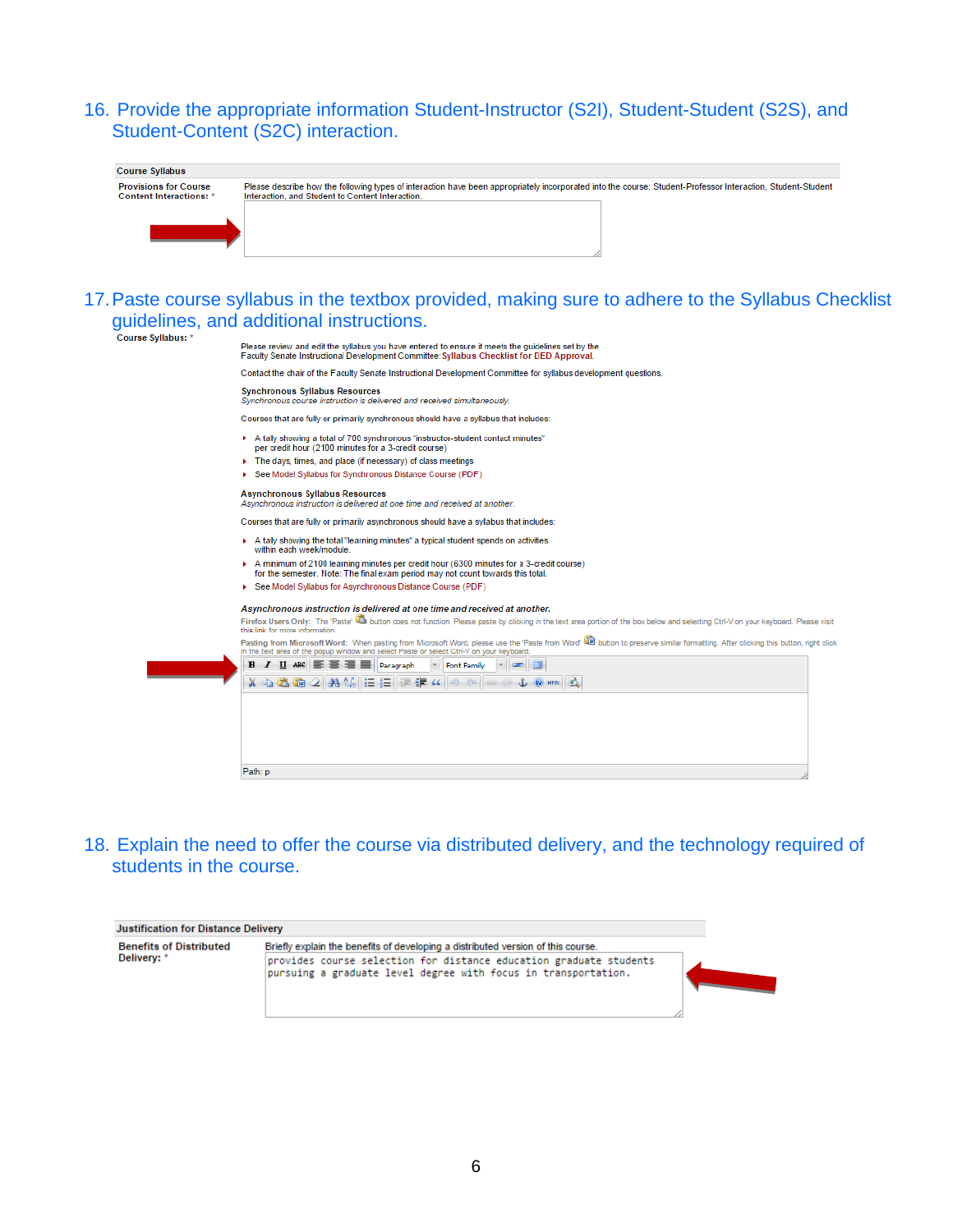16. Provide the appropriate information Student-Instructor (S2I), Student-Student (S2S), and Student-Content (S2C) interaction.

**Course Syllabus**

**Provisions for Course Content Interactions:** *

Please describe how the following types of interaction have been appropriately incorporated into the course: Student-Professor Interaction, Student-Student Interaction, and Student to Content Interaction.

17. Paste course syllabus in the textbox provided, making sure to adhere to the Syllabus Checklist guidelines, and additional instructions.

**Course Syllabus:** *

Please review and edit the syllabus you have entered to ensure it meets the guidelines set by the Faculty Senate Instructional Development Committee: Syllabus Checklist for DED Approval.

Contact the chair of the Faculty Senate Instructional Development Committee for syllabus development questions.

**Synchronous Syllabus Resources**
*Synchronous course instruction is delivered and received simultaneously.*

Courses that are fully or primarily synchronous should have a syllabus that includes:

- A tally showing a total of 700 synchronous "instructor-student contact minutes" per credit hour (2100 minutes for a 3-credit course)
- The days, times, and place (if necessary) of class meetings
- See Model Syllabus for Synchronous Distance Course (PDF)

**Asynchronous Syllabus Resources**
*Asynchronous instruction is delivered at one time and received at another.*

Courses that are fully or primarily asynchronous should have a syllabus that includes:

- A tally showing the total "learning minutes" a typical student spends on activities within each week/module.
- A minimum of 2100 learning minutes per credit hour (6300 minutes for a 3-credit course) for the semester. Note: The final exam period may not count towards this total.
- See Model Syllabus for Asynchronous Distance Course (PDF)

***Asynchronous instruction is delivered at one time and received at another.***

**Firefox Users Only:** The 'Paste' button does not function. Please paste by clicking in the text area portion of the box below and selecting Ctrl-V on your keyboard. Please visit this link for more information.

**Pasting from Microsoft Word:** When pasting from Microsoft Word, please use the 'Paste from Word' button to preserve similar formatting. After clicking this button, right click in the text area of the popup window and select Paste or select Ctrl-V on your keyboard.

Path: p

18. Explain the need to offer the course via distributed delivery, and the technology required of students in the course.

**Justification for Distance Delivery**

**Benefits of Distributed Delivery:** *

Briefly explain the benefits of developing a distributed version of this course.

```
provides course selection for distance education graduate students
pursuing a graduate level degree with focus in transportation.
```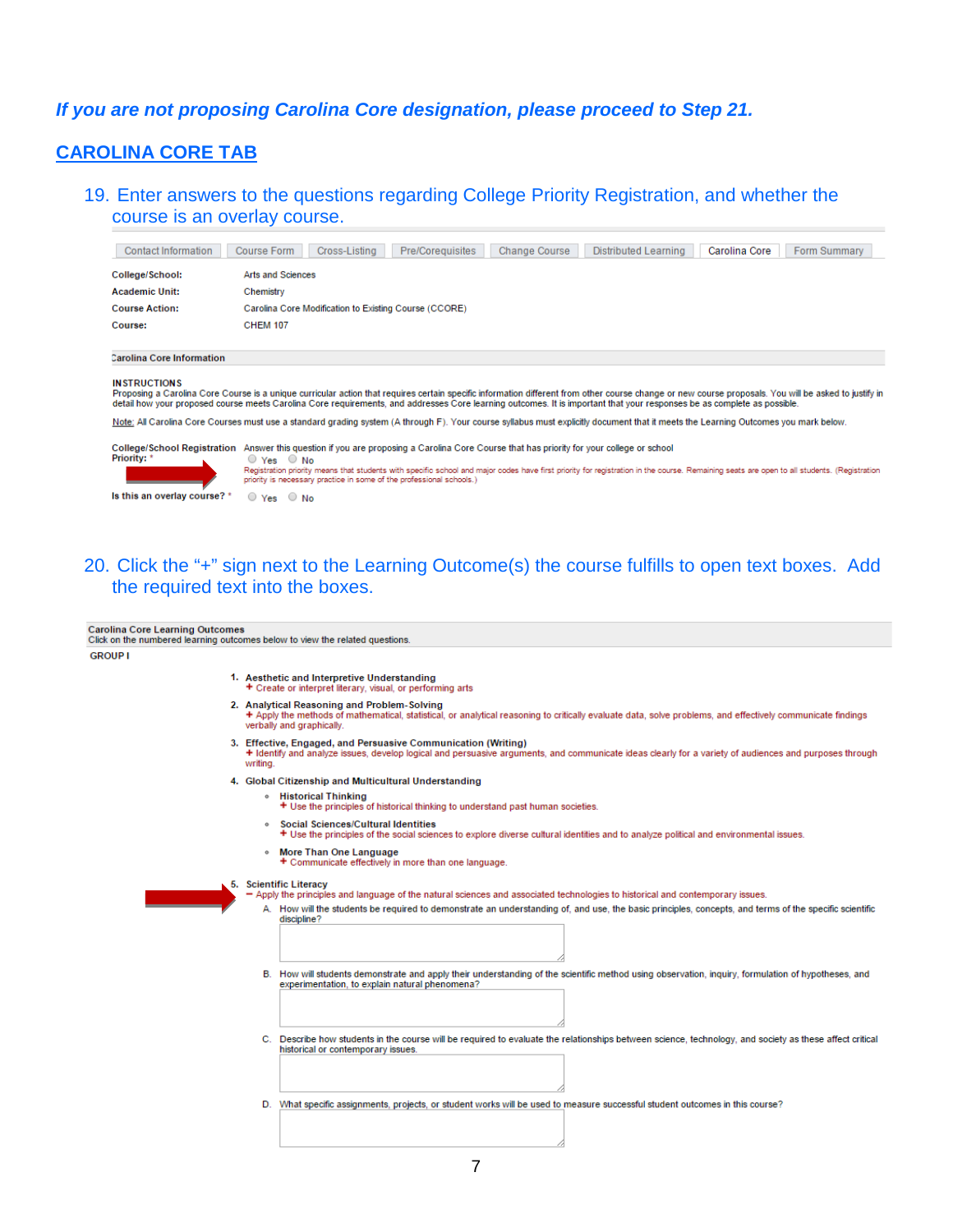***If you are not proposing Carolina Core designation, please proceed to Step 21.***

## CAROLINA CORE TAB

19. Enter answers to the questions regarding College Priority Registration, and whether the course is an overlay course.

Contact Information | Course Form | Cross-Listing | Pre/Corequisites | Change Course | Distributed Learning | Carolina Core | Form Summary

| | |
|---|---|
| **College/School:** | Arts and Sciences |
| **Academic Unit:** | Chemistry |
| **Course Action:** | Carolina Core Modification to Existing Course (CCORE) |
| **Course:** | CHEM 107 |

**Carolina Core Information**

**INSTRUCTIONS**
Proposing a Carolina Core Course is a unique curricular action that requires certain specific information different from other course change or new course proposals. You will be asked to justify in detail how your proposed course meets Carolina Core requirements, and addresses Core learning outcomes. It is important that your responses be as complete as possible.

Note: All Carolina Core Courses must use a standard grading system (A through F). Your course syllabus must explicitly document that it meets the Learning Outcomes you mark below.

**College/School Registration Priority:** * Answer this question if you are proposing a Carolina Core Course that has priority for your college or school
○ Yes ○ No
Registration priority means that students with specific school and major codes have first priority for registration in the course. Remaining seats are open to all students. (Registration priority is necessary practice in some of the professional schools.)

**Is this an overlay course?** * ○ Yes ○ No

20. Click the "+" sign next to the Learning Outcome(s) the course fulfills to open text boxes. Add the required text into the boxes.

**Carolina Core Learning Outcomes**
Click on the numbered learning outcomes below to view the related questions.

**GROUP I**

1. **Aesthetic and Interpretive Understanding**
   + Create or interpret literary, visual, or performing arts
2. **Analytical Reasoning and Problem-Solving**
   + Apply the methods of mathematical, statistical, or analytical reasoning to critically evaluate data, solve problems, and effectively communicate findings verbally and graphically.
3. **Effective, Engaged, and Persuasive Communication (Writing)**
   + Identify and analyze issues, develop logical and persuasive arguments, and communicate ideas clearly for a variety of audiences and purposes through writing.
4. **Global Citizenship and Multicultural Understanding**
   - **Historical Thinking**
     + Use the principles of historical thinking to understand past human societies.
   - **Social Sciences/Cultural Identities**
     + Use the principles of the social sciences to explore diverse cultural identities and to analyze political and environmental issues.
   - **More Than One Language**
     + Communicate effectively in more than one language.
5. **Scientific Literacy**
   − Apply the principles and language of the natural sciences and associated technologies to historical and contemporary issues.
   A. How will the students be required to demonstrate an understanding of, and use, the basic principles, concepts, and terms of the specific scientific discipline?
   B. How will students demonstrate and apply their understanding of the scientific method using observation, inquiry, formulation of hypotheses, and experimentation, to explain natural phenomena?
   C. Describe how students in the course will be required to evaluate the relationships between science, technology, and society as these affect critical historical or contemporary issues.
   D. What specific assignments, projects, or student works will be used to measure successful student outcomes in this course?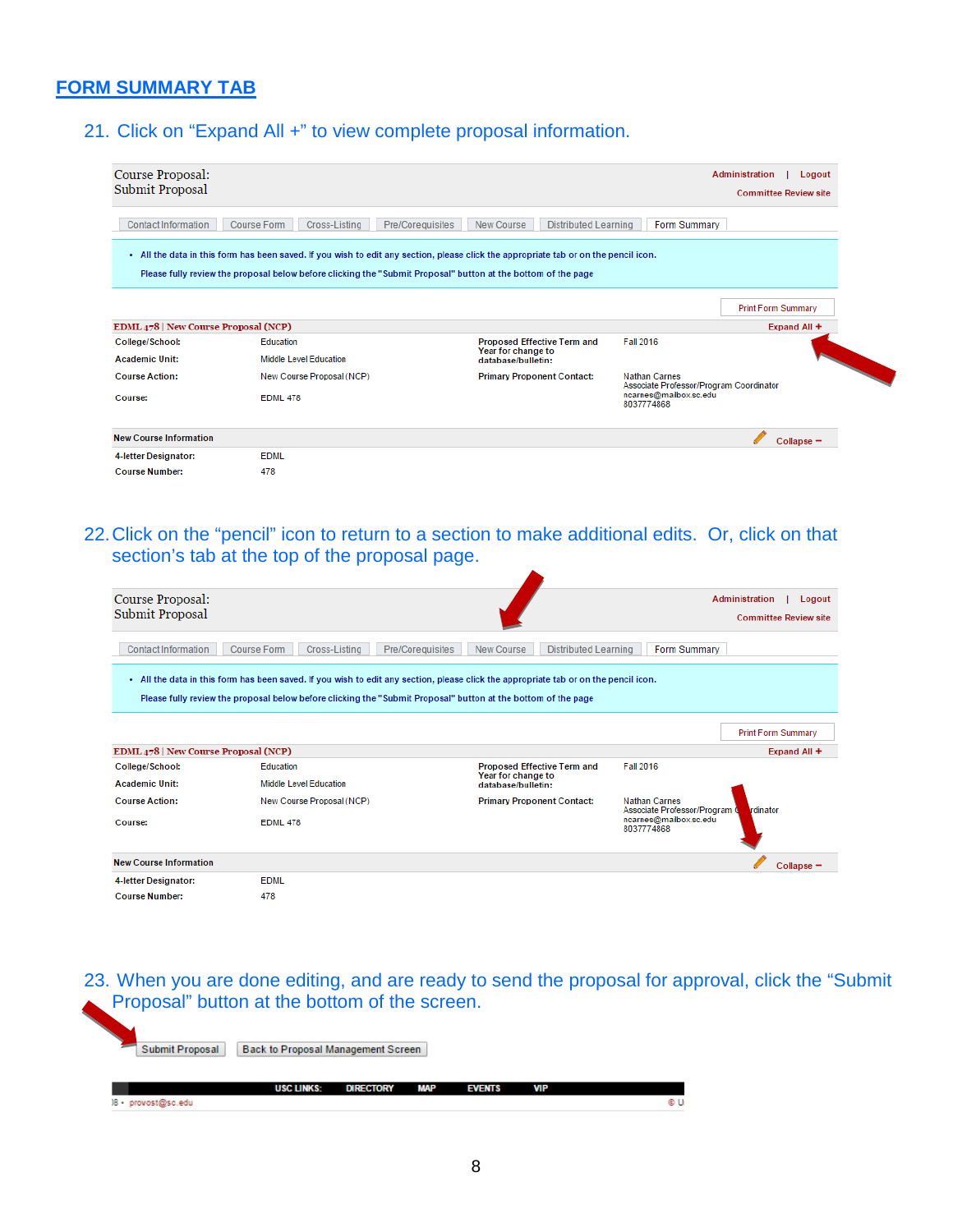## FORM SUMMARY TAB

21. Click on “Expand All +” to view complete proposal information.

Course Proposal:
Submit Proposal

Administration | Logout
Committee Review site

Contact Information | Course Form | Cross-Listing | Pre/Corequisites | New Course | Distributed Learning | Form Summary

- All the data in this form has been saved. If you wish to edit any section, please click the appropriate tab or on the pencil icon.

  Please fully review the proposal below before clicking the "Submit Proposal" button at the bottom of the page

Print Form Summary

EDML 478 | New Course Proposal (NCP) — Expand All +

| | | | |
|---|---|---|---|
| College/School: | Education | Proposed Effective Term and Year for change to database/bulletin: | Fall 2016 |
| Academic Unit: | Middle Level Education | | |
| Course Action: | New Course Proposal (NCP) | Primary Proponent Contact: | Nathan Carnes<br>Associate Professor/Program Coordinator<br>ncarnes@mailbox.sc.edu<br>8037774868 |
| Course: | EDML 478 | | |

New Course Information — Collapse −

| | |
|---|---|
| 4-letter Designator: | EDML |
| Course Number: | 478 |

22. Click on the “pencil” icon to return to a section to make additional edits. Or, click on that section’s tab at the top of the proposal page.

Course Proposal:
Submit Proposal

Administration | Logout
Committee Review site

Contact Information | Course Form | Cross-Listing | Pre/Corequisites | New Course | Distributed Learning | Form Summary

- All the data in this form has been saved. If you wish to edit any section, please click the appropriate tab or on the pencil icon.

  Please fully review the proposal below before clicking the "Submit Proposal" button at the bottom of the page

Print Form Summary

EDML 478 | New Course Proposal (NCP) — Expand All +

| | | | |
|---|---|---|---|
| College/School: | Education | Proposed Effective Term and Year for change to database/bulletin: | Fall 2016 |
| Academic Unit: | Middle Level Education | | |
| Course Action: | New Course Proposal (NCP) | Primary Proponent Contact: | Nathan Carnes<br>Associate Professor/Program Coordinator<br>ncarnes@mailbox.sc.edu<br>8037774868 |
| Course: | EDML 478 | | |

New Course Information — Collapse −

| | |
|---|---|
| 4-letter Designator: | EDML |
| Course Number: | 478 |

23. When you are done editing, and are ready to send the proposal for approval, click the “Submit Proposal” button at the bottom of the screen.

Submit Proposal | Back to Proposal Management Screen

USC LINKS: DIRECTORY MAP EVENTS VIP

provost@sc.edu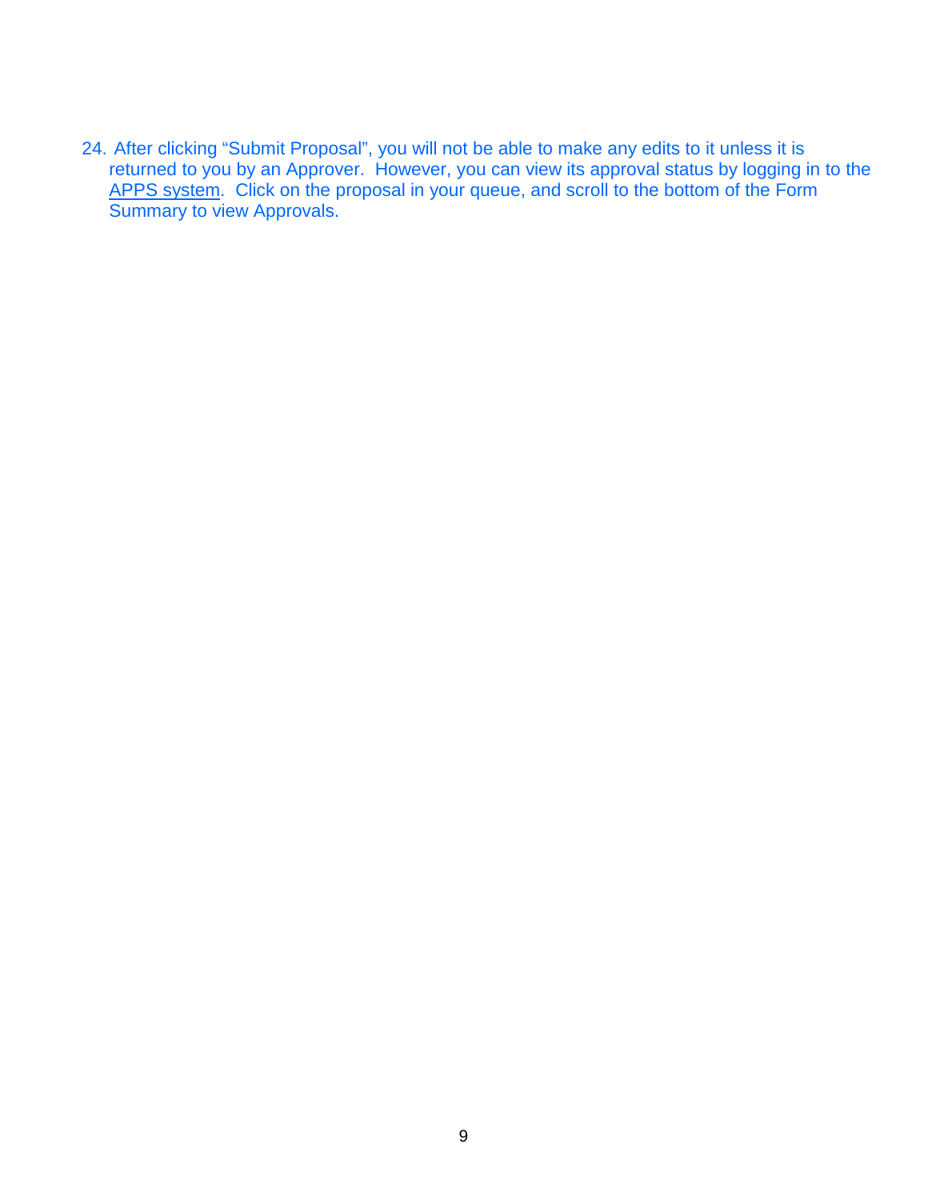24. After clicking "Submit Proposal", you will not be able to make any edits to it unless it is returned to you by an Approver. However, you can view its approval status by logging in to the APPS system. Click on the proposal in your queue, and scroll to the bottom of the Form Summary to view Approvals.